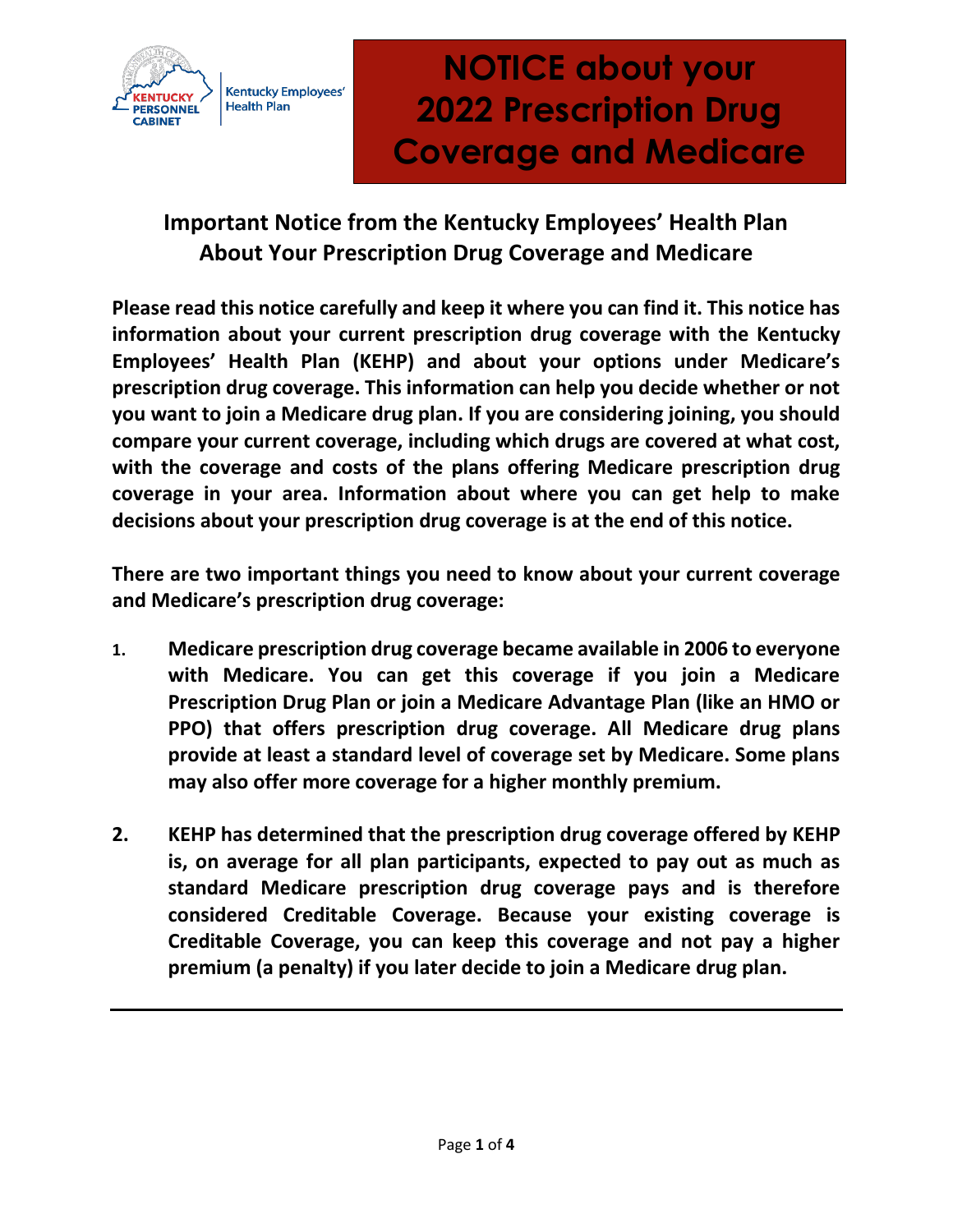Kentucky Personnel Cabinet | Kentucky Employees' Health Plan

# NOTICE about your 2022 Prescription Drug Coverage and Medicare

## Important Notice from the Kentucky Employees' Health Plan About Your Prescription Drug Coverage and Medicare

**Please read this notice carefully and keep it where you can find it. This notice has information about your current prescription drug coverage with the Kentucky Employees' Health Plan (KEHP) and about your options under Medicare's prescription drug coverage. This information can help you decide whether or not you want to join a Medicare drug plan. If you are considering joining, you should compare your current coverage, including which drugs are covered at what cost, with the coverage and costs of the plans offering Medicare prescription drug coverage in your area. Information about where you can get help to make decisions about your prescription drug coverage is at the end of this notice.**

**There are two important things you need to know about your current coverage and Medicare's prescription drug coverage:**

1. **Medicare prescription drug coverage became available in 2006 to everyone with Medicare. You can get this coverage if you join a Medicare Prescription Drug Plan or join a Medicare Advantage Plan (like an HMO or PPO) that offers prescription drug coverage. All Medicare drug plans provide at least a standard level of coverage set by Medicare. Some plans may also offer more coverage for a higher monthly premium.**

2. **KEHP has determined that the prescription drug coverage offered by KEHP is, on average for all plan participants, expected to pay out as much as standard Medicare prescription drug coverage pays and is therefore considered Creditable Coverage. Because your existing coverage is Creditable Coverage, you can keep this coverage and not pay a higher premium (a penalty) if you later decide to join a Medicare drug plan.**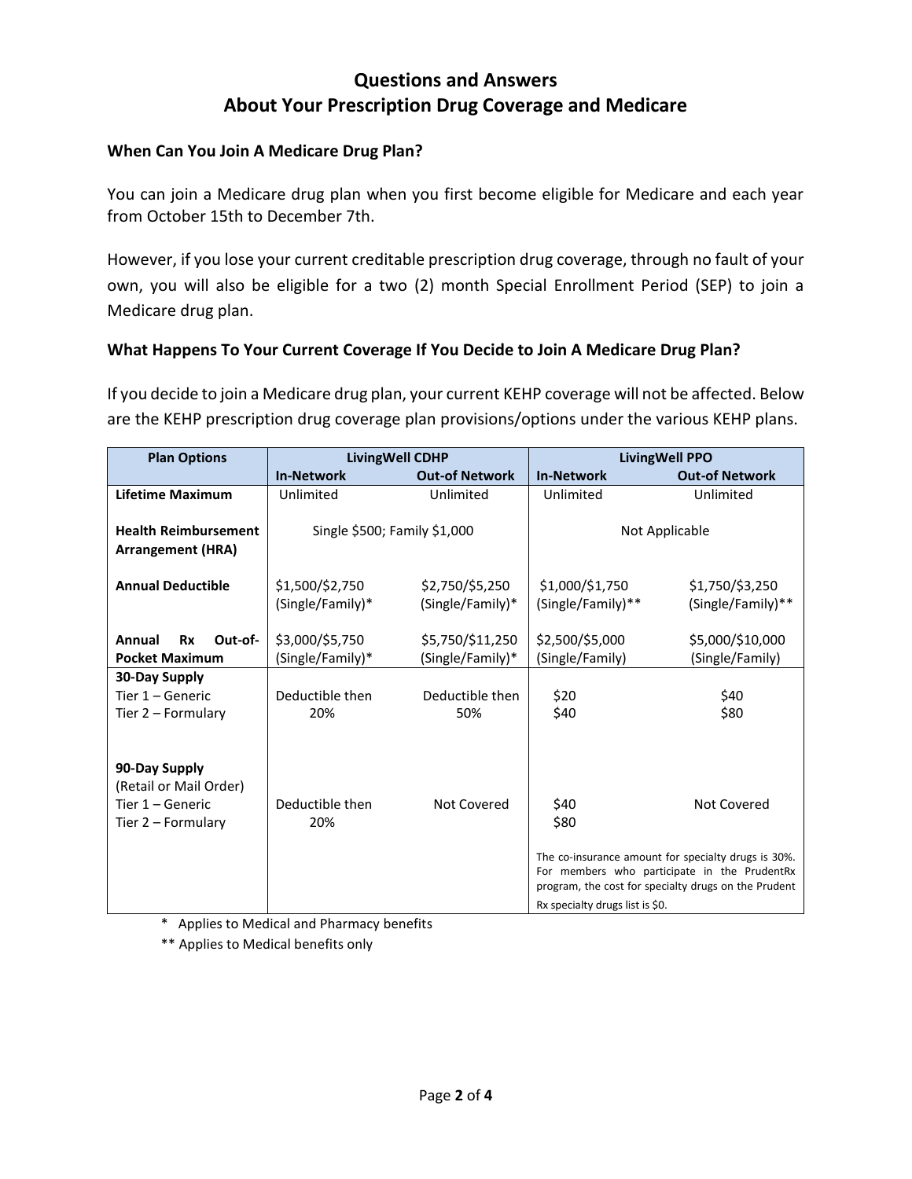# Questions and Answers
# About Your Prescription Drug Coverage and Medicare

**When Can You Join A Medicare Drug Plan?**

You can join a Medicare drug plan when you first become eligible for Medicare and each year from October 15th to December 7th.

However, if you lose your current creditable prescription drug coverage, through no fault of your own, you will also be eligible for a two (2) month Special Enrollment Period (SEP) to join a Medicare drug plan.

**What Happens To Your Current Coverage If You Decide to Join A Medicare Drug Plan?**

If you decide to join a Medicare drug plan, your current KEHP coverage will not be affected. Below are the KEHP prescription drug coverage plan provisions/options under the various KEHP plans.

| Plan Options | LivingWell CDHP | | LivingWell PPO | |
|---|---|---|---|---|
| | **In-Network** | **Out-of Network** | **In-Network** | **Out-of Network** |
| **Lifetime Maximum** | Unlimited | Unlimited | Unlimited | Unlimited |
| **Health Reimbursement Arrangement (HRA)** | Single $500; Family $1,000 | | Not Applicable | |
| **Annual Deductible** | $1,500/$2,750 (Single/Family)* | $2,750/$5,250 (Single/Family)* | $1,000/$1,750 (Single/Family)** | $1,750/$3,250 (Single/Family)** |
| **Annual Rx Out-of-Pocket Maximum** | $3,000/$5,750 (Single/Family)* | $5,750/$11,250 (Single/Family)* | $2,500/$5,000 (Single/Family) | $5,000/$10,000 (Single/Family) |
| **30-Day Supply**<br>Tier 1 – Generic<br>Tier 2 – Formulary | Deductible then 20% | Deductible then 50% | $20<br>$40 | $40<br>$80 |
| **90-Day Supply**<br>(Retail or Mail Order)<br>Tier 1 – Generic<br>Tier 2 – Formulary | Deductible then 20% | Not Covered | $40<br>$80 | Not Covered |
| | | | The co-insurance amount for specialty drugs is 30%. For members who participate in the PrudentRx program, the cost for specialty drugs on the Prudent Rx specialty drugs list is $0. | |

\* Applies to Medical and Pharmacy benefits

\*\* Applies to Medical benefits only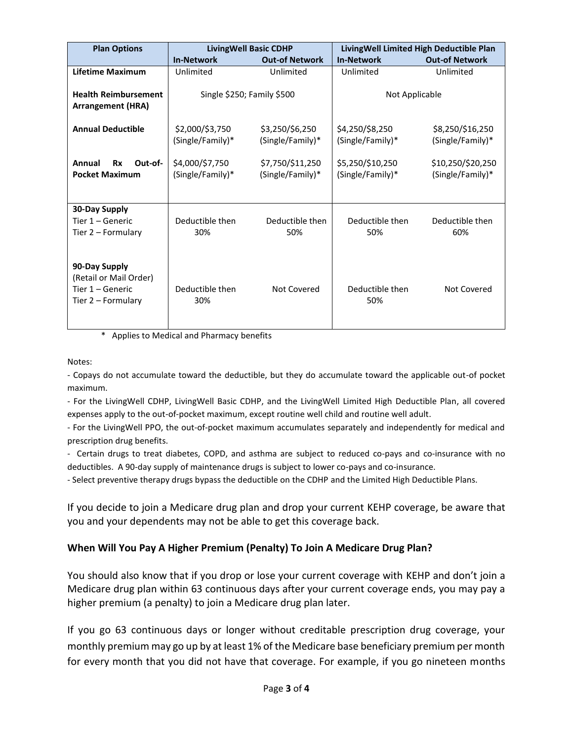| Plan Options | LivingWell Basic CDHP | | LivingWell Limited High Deductible Plan | |
|---|---|---|---|---|
| | **In-Network** | **Out-of Network** | **In-Network** | **Out-of Network** |
| **Lifetime Maximum** | Unlimited | Unlimited | Unlimited | Unlimited |
| **Health Reimbursement Arrangement (HRA)** | Single $250; Family $500 | | Not Applicable | |
| **Annual Deductible** | $2,000/$3,750 (Single/Family)* | $3,250/$6,250 (Single/Family)* | $4,250/$8,250 (Single/Family)* | $8,250/$16,250 (Single/Family)* |
| **Annual Rx Out-of-Pocket Maximum** | $4,000/$7,750 (Single/Family)* | $7,750/$11,250 (Single/Family)* | $5,250/$10,250 (Single/Family)* | $10,250/$20,250 (Single/Family)* |
| **30-Day Supply**<br>Tier 1 – Generic<br>Tier 2 – Formulary | Deductible then 30% | Deductible then 50% | Deductible then 50% | Deductible then 60% |
| **90-Day Supply**<br>(Retail or Mail Order)<br>Tier 1 – Generic<br>Tier 2 – Formulary | Deductible then 30% | Not Covered | Deductible then 50% | Not Covered |

\* Applies to Medical and Pharmacy benefits

Notes:

- Copays do not accumulate toward the deductible, but they do accumulate toward the applicable out-of pocket maximum.
- For the LivingWell CDHP, LivingWell Basic CDHP, and the LivingWell Limited High Deductible Plan, all covered expenses apply to the out-of-pocket maximum, except routine well child and routine well adult.
- For the LivingWell PPO, the out-of-pocket maximum accumulates separately and independently for medical and prescription drug benefits.
- Certain drugs to treat diabetes, COPD, and asthma are subject to reduced co-pays and co-insurance with no deductibles. A 90-day supply of maintenance drugs is subject to lower co-pays and co-insurance.
- Select preventive therapy drugs bypass the deductible on the CDHP and the Limited High Deductible Plans.

If you decide to join a Medicare drug plan and drop your current KEHP coverage, be aware that you and your dependents may not be able to get this coverage back.

### When Will You Pay A Higher Premium (Penalty) To Join A Medicare Drug Plan?

You should also know that if you drop or lose your current coverage with KEHP and don't join a Medicare drug plan within 63 continuous days after your current coverage ends, you may pay a higher premium (a penalty) to join a Medicare drug plan later.

If you go 63 continuous days or longer without creditable prescription drug coverage, your monthly premium may go up by at least 1% of the Medicare base beneficiary premium per month for every month that you did not have that coverage. For example, if you go nineteen months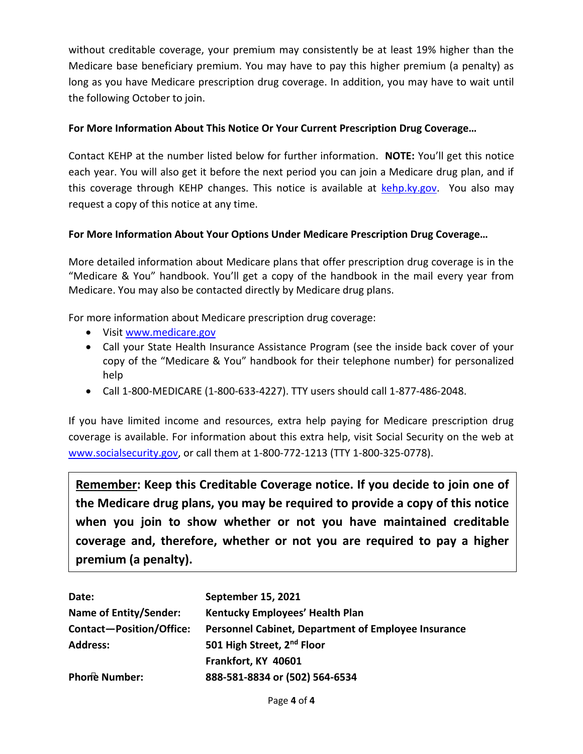without creditable coverage, your premium may consistently be at least 19% higher than the Medicare base beneficiary premium. You may have to pay this higher premium (a penalty) as long as you have Medicare prescription drug coverage. In addition, you may have to wait until the following October to join.

**For More Information About This Notice Or Your Current Prescription Drug Coverage…**

Contact KEHP at the number listed below for further information. **NOTE:** You'll get this notice each year. You will also get it before the next period you can join a Medicare drug plan, and if this coverage through KEHP changes. This notice is available at [kehp.ky.gov](kehp.ky.gov). You also may request a copy of this notice at any time.

**For More Information About Your Options Under Medicare Prescription Drug Coverage…**

More detailed information about Medicare plans that offer prescription drug coverage is in the "Medicare & You" handbook. You'll get a copy of the handbook in the mail every year from Medicare. You may also be contacted directly by Medicare drug plans.

For more information about Medicare prescription drug coverage:

- Visit [www.medicare.gov](www.medicare.gov)
- Call your State Health Insurance Assistance Program (see the inside back cover of your copy of the "Medicare & You" handbook for their telephone number) for personalized help
- Call 1-800-MEDICARE (1-800-633-4227). TTY users should call 1-877-486-2048.

If you have limited income and resources, extra help paying for Medicare prescription drug coverage is available. For information about this extra help, visit Social Security on the web at [www.socialsecurity.gov](www.socialsecurity.gov), or call them at 1-800-772-1213 (TTY 1-800-325-0778).

> **Remember: Keep this Creditable Coverage notice. If you decide to join one of the Medicare drug plans, you may be required to provide a copy of this notice when you join to show whether or not you have maintained creditable coverage and, therefore, whether or not you are required to pay a higher premium (a penalty).**

| | |
|---|---|
| **Date:** | **September 15, 2021** |
| **Name of Entity/Sender:** | **Kentucky Employees' Health Plan** |
| **Contact—Position/Office:** | **Personnel Cabinet, Department of Employee Insurance** |
| **Address:** | **501 High Street, 2nd Floor** |
| | **Frankfort, KY 40601** |
| **Phone Number:** | **888-581-8834 or (502) 564-6534** |